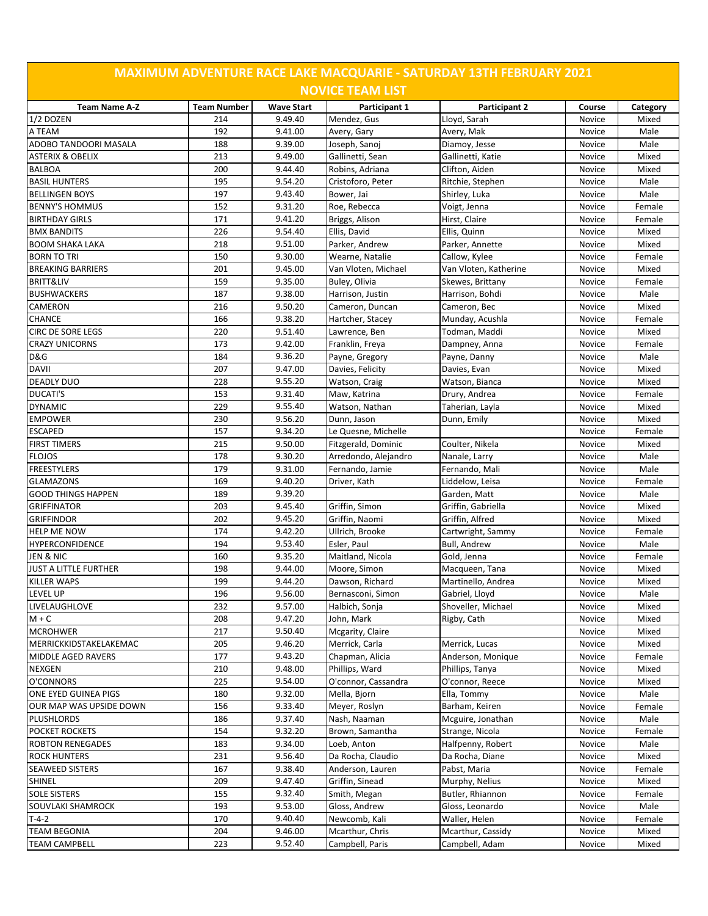# MAXIMUM ADVENTURE RACE LAKE MACQUARIE - SATURDAY 13TH FEBRUARY 2021

## NOVICE TEAM LIST

| Team Name A-Z | Team Number | Wave Start | Participant 1 | Participant 2 | Course | Category |
|---|---|---|---|---|---|---|
| 1/2 DOZEN | 214 | 9.49.40 | Mendez, Gus | Lloyd, Sarah | Novice | Mixed |
| A TEAM | 192 | 9.41.00 | Avery, Gary | Avery, Mak | Novice | Male |
| ADOBO TANDOORI MASALA | 188 | 9.39.00 | Joseph, Sanoj | Diamoy, Jesse | Novice | Male |
| ASTERIX & OBELIX | 213 | 9.49.00 | Gallinetti, Sean | Gallinetti, Katie | Novice | Mixed |
| BALBOA | 200 | 9.44.40 | Robins, Adriana | Clifton, Aiden | Novice | Mixed |
| BASIL HUNTERS | 195 | 9.54.20 | Cristoforo, Peter | Ritchie, Stephen | Novice | Male |
| BELLINGEN BOYS | 197 | 9.43.40 | Bower, Jai | Shirley, Luka | Novice | Male |
| BENNY'S HOMMUS | 152 | 9.31.20 | Roe, Rebecca | Voigt, Jenna | Novice | Female |
| BIRTHDAY GIRLS | 171 | 9.41.20 | Briggs, Alison | Hirst, Claire | Novice | Female |
| BMX BANDITS | 226 | 9.54.40 | Ellis, David | Ellis, Quinn | Novice | Mixed |
| BOOM SHAKA LAKA | 218 | 9.51.00 | Parker, Andrew | Parker, Annette | Novice | Mixed |
| BORN TO TRI | 150 | 9.30.00 | Wearne, Natalie | Callow, Kylee | Novice | Female |
| BREAKING BARRIERS | 201 | 9.45.00 | Van Vloten, Michael | Van Vloten, Katherine | Novice | Mixed |
| BRITT&LIV | 159 | 9.35.00 | Buley, Olivia | Skewes, Brittany | Novice | Female |
| BUSHWACKERS | 187 | 9.38.00 | Harrison, Justin | Harrison, Bohdi | Novice | Male |
| CAMERON | 216 | 9.50.20 | Cameron, Duncan | Cameron, Bec | Novice | Mixed |
| CHANCE | 166 | 9.38.20 | Hartcher, Stacey | Munday, Acushla | Novice | Female |
| CIRC DE SORE LEGS | 220 | 9.51.40 | Lawrence, Ben | Todman, Maddi | Novice | Mixed |
| CRAZY UNICORNS | 173 | 9.42.00 | Franklin, Freya | Dampney, Anna | Novice | Female |
| D&G | 184 | 9.36.20 | Payne, Gregory | Payne, Danny | Novice | Male |
| DAVII | 207 | 9.47.00 | Davies, Felicity | Davies, Evan | Novice | Mixed |
| DEADLY DUO | 228 | 9.55.20 | Watson, Craig | Watson, Bianca | Novice | Mixed |
| DUCATI'S | 153 | 9.31.40 | Maw, Katrina | Drury, Andrea | Novice | Female |
| DYNAMIC | 229 | 9.55.40 | Watson, Nathan | Taherian, Layla | Novice | Mixed |
| EMPOWER | 230 | 9.56.20 | Dunn, Jason | Dunn, Emily | Novice | Mixed |
| ESCAPED | 157 | 9.34.20 | Le Quesne, Michelle | | Novice | Female |
| FIRST TIMERS | 215 | 9.50.00 | Fitzgerald, Dominic | Coulter, Nikela | Novice | Mixed |
| FLOJOS | 178 | 9.30.20 | Arredondo, Alejandro | Nanale, Larry | Novice | Male |
| FREESTYLERS | 179 | 9.31.00 | Fernando, Jamie | Fernando, Mali | Novice | Male |
| GLAMAZONS | 169 | 9.40.20 | Driver, Kath | Liddelow, Leisa | Novice | Female |
| GOOD THINGS HAPPEN | 189 | 9.39.20 | | Garden, Matt | Novice | Male |
| GRIFFINATOR | 203 | 9.45.40 | Griffin, Simon | Griffin, Gabriella | Novice | Mixed |
| GRIFFINDOR | 202 | 9.45.20 | Griffin, Naomi | Griffin, Alfred | Novice | Mixed |
| HELP ME NOW | 174 | 9.42.20 | Ullrich, Brooke | Cartwright, Sammy | Novice | Female |
| HYPERCONFIDENCE | 194 | 9.53.40 | Esler, Paul | Bull, Andrew | Novice | Male |
| JEN & NIC | 160 | 9.35.20 | Maitland, Nicola | Gold, Jenna | Novice | Female |
| JUST A LITTLE FURTHER | 198 | 9.44.00 | Moore, Simon | Macqueen, Tana | Novice | Mixed |
| KILLER WAPS | 199 | 9.44.20 | Dawson, Richard | Martinello, Andrea | Novice | Mixed |
| LEVEL UP | 196 | 9.56.00 | Bernasconi, Simon | Gabriel, Lloyd | Novice | Male |
| LIVELAUGHLOVE | 232 | 9.57.00 | Halbich, Sonja | Shoveller, Michael | Novice | Mixed |
| M + C | 208 | 9.47.20 | John, Mark | Rigby, Cath | Novice | Mixed |
| MCROHWER | 217 | 9.50.40 | Mcgarity, Claire | | Novice | Mixed |
| MERRICKKIDSTAKELAKEMAC | 205 | 9.46.20 | Merrick, Carla | Merrick, Lucas | Novice | Mixed |
| MIDDLE AGED RAVERS | 177 | 9.43.20 | Chapman, Alicia | Anderson, Monique | Novice | Female |
| NEXGEN | 210 | 9.48.00 | Phillips, Ward | Phillips, Tanya | Novice | Mixed |
| O'CONNORS | 225 | 9.54.00 | O'connor, Cassandra | O'connor, Reece | Novice | Mixed |
| ONE EYED GUINEA PIGS | 180 | 9.32.00 | Mella, Bjorn | Ella, Tommy | Novice | Male |
| OUR MAP WAS UPSIDE DOWN | 156 | 9.33.40 | Meyer, Roslyn | Barham, Keiren | Novice | Female |
| PLUSHLORDS | 186 | 9.37.40 | Nash, Naaman | Mcguire, Jonathan | Novice | Male |
| POCKET ROCKETS | 154 | 9.32.20 | Brown, Samantha | Strange, Nicola | Novice | Female |
| ROBTON RENEGADES | 183 | 9.34.00 | Loeb, Anton | Halfpenny, Robert | Novice | Male |
| ROCK HUNTERS | 231 | 9.56.40 | Da Rocha, Claudio | Da Rocha, Diane | Novice | Mixed |
| SEAWEED SISTERS | 167 | 9.38.40 | Anderson, Lauren | Pabst, Maria | Novice | Female |
| SHINEL | 209 | 9.47.40 | Griffin, Sinead | Murphy, Nelius | Novice | Mixed |
| SOLE SISTERS | 155 | 9.32.40 | Smith, Megan | Butler, Rhiannon | Novice | Female |
| SOUVLAKI SHAMROCK | 193 | 9.53.00 | Gloss, Andrew | Gloss, Leonardo | Novice | Male |
| T-4-2 | 170 | 9.40.40 | Newcomb, Kali | Waller, Helen | Novice | Female |
| TEAM BEGONIA | 204 | 9.46.00 | Mcarthur, Chris | Mcarthur, Cassidy | Novice | Mixed |
| TEAM CAMPBELL | 223 | 9.52.40 | Campbell, Paris | Campbell, Adam | Novice | Mixed |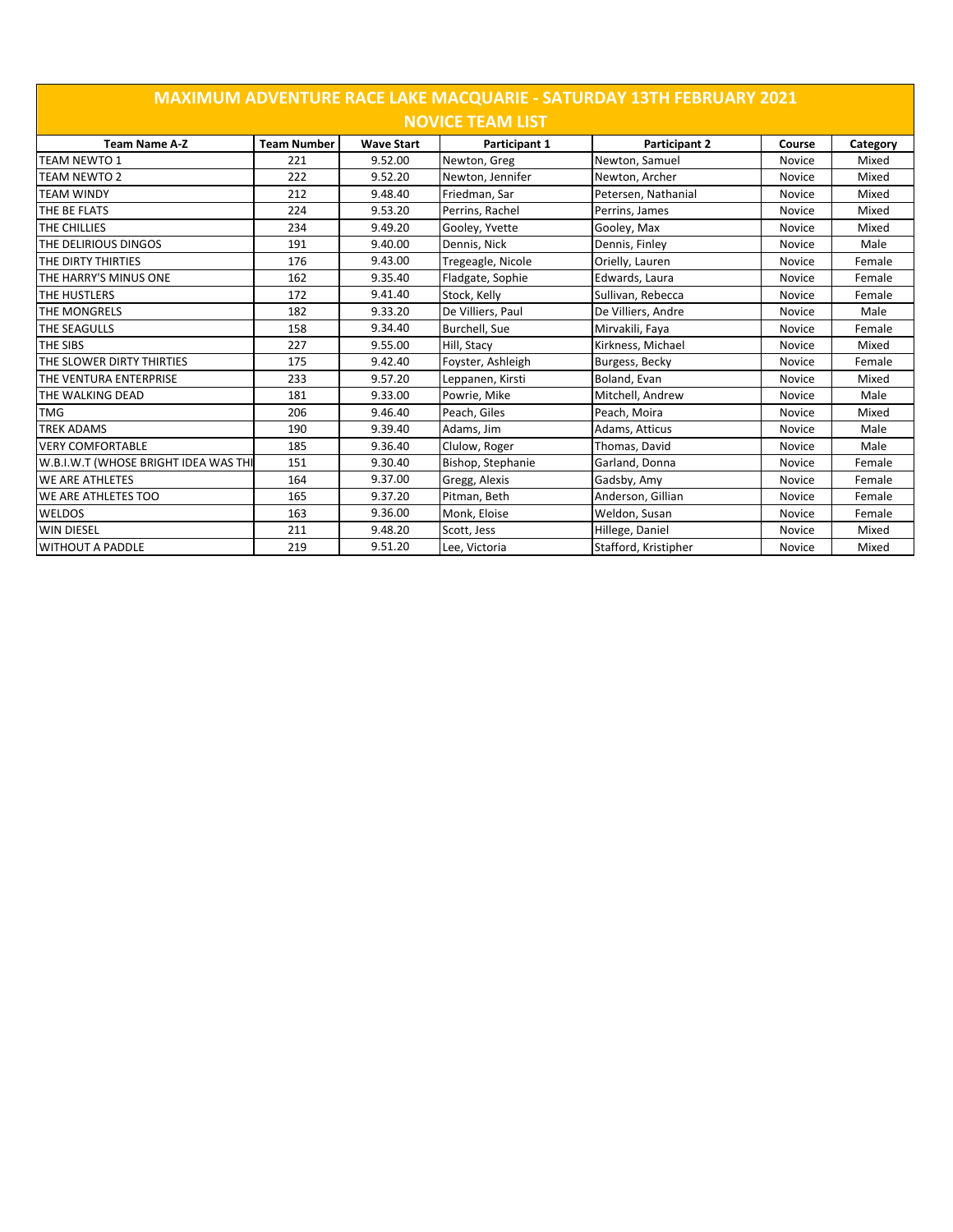# MAXIMUM ADVENTURE RACE LAKE MACQUARIE - SATURDAY 13TH FEBRUARY 2021

## NOVICE TEAM LIST

| Team Name A-Z | Team Number | Wave Start | Participant 1 | Participant 2 | Course | Category |
|---|---|---|---|---|---|---|
| TEAM NEWTO 1 | 221 | 9.52.00 | Newton, Greg | Newton, Samuel | Novice | Mixed |
| TEAM NEWTO 2 | 222 | 9.52.20 | Newton, Jennifer | Newton, Archer | Novice | Mixed |
| TEAM WINDY | 212 | 9.48.40 | Friedman, Sar | Petersen, Nathanial | Novice | Mixed |
| THE BE FLATS | 224 | 9.53.20 | Perrins, Rachel | Perrins, James | Novice | Mixed |
| THE CHILLIES | 234 | 9.49.20 | Gooley, Yvette | Gooley, Max | Novice | Mixed |
| THE DELIRIOUS DINGOS | 191 | 9.40.00 | Dennis, Nick | Dennis, Finley | Novice | Male |
| THE DIRTY THIRTIES | 176 | 9.43.00 | Tregeagle, Nicole | Orielly, Lauren | Novice | Female |
| THE HARRY'S MINUS ONE | 162 | 9.35.40 | Fladgate, Sophie | Edwards, Laura | Novice | Female |
| THE HUSTLERS | 172 | 9.41.40 | Stock, Kelly | Sullivan, Rebecca | Novice | Female |
| THE MONGRELS | 182 | 9.33.20 | De Villiers, Paul | De Villiers, Andre | Novice | Male |
| THE SEAGULLS | 158 | 9.34.40 | Burchell, Sue | Mirvakili, Faya | Novice | Female |
| THE SIBS | 227 | 9.55.00 | Hill, Stacy | Kirkness, Michael | Novice | Mixed |
| THE SLOWER DIRTY THIRTIES | 175 | 9.42.40 | Foyster, Ashleigh | Burgess, Becky | Novice | Female |
| THE VENTURA ENTERPRISE | 233 | 9.57.20 | Leppanen, Kirsti | Boland, Evan | Novice | Mixed |
| THE WALKING DEAD | 181 | 9.33.00 | Powrie, Mike | Mitchell, Andrew | Novice | Male |
| TMG | 206 | 9.46.40 | Peach, Giles | Peach, Moira | Novice | Mixed |
| TREK ADAMS | 190 | 9.39.40 | Adams, Jim | Adams, Atticus | Novice | Male |
| VERY COMFORTABLE | 185 | 9.36.40 | Clulow, Roger | Thomas, David | Novice | Male |
| W.B.I.W.T (WHOSE BRIGHT IDEA WAS THI | 151 | 9.30.40 | Bishop, Stephanie | Garland, Donna | Novice | Female |
| WE ARE ATHLETES | 164 | 9.37.00 | Gregg, Alexis | Gadsby, Amy | Novice | Female |
| WE ARE ATHLETES TOO | 165 | 9.37.20 | Pitman, Beth | Anderson, Gillian | Novice | Female |
| WELDOS | 163 | 9.36.00 | Monk, Eloise | Weldon, Susan | Novice | Female |
| WIN DIESEL | 211 | 9.48.20 | Scott, Jess | Hillege, Daniel | Novice | Mixed |
| WITHOUT A PADDLE | 219 | 9.51.20 | Lee, Victoria | Stafford, Kristipher | Novice | Mixed |